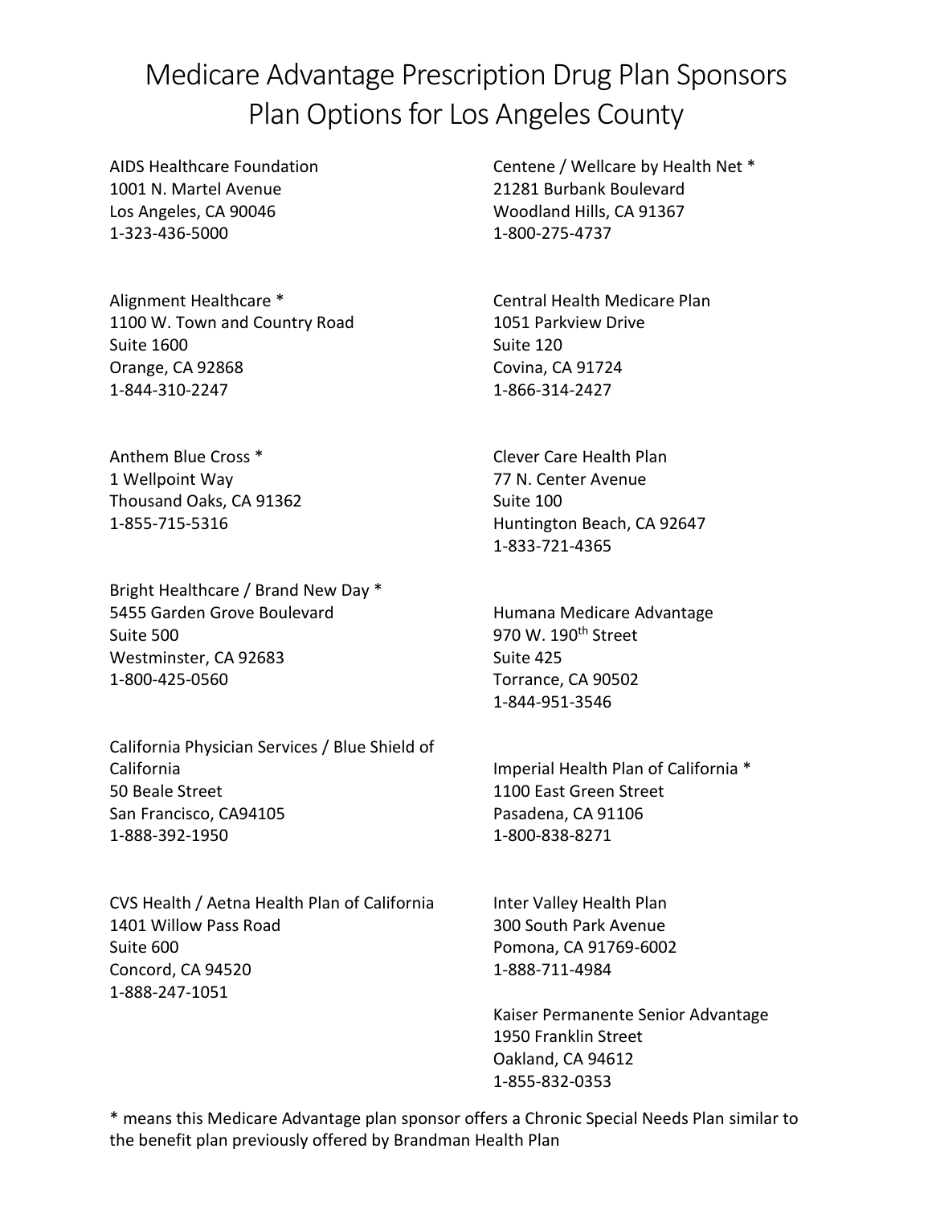# Medicare Advantage Prescription Drug Plan Sponsors Plan Options for Los Angeles County

AIDS Healthcare Foundation
1001 N. Martel Avenue
Los Angeles, CA 90046
1-323-436-5000

Alignment Healthcare *
1100 W. Town and Country Road
Suite 1600
Orange, CA 92868
1-844-310-2247

Anthem Blue Cross *
1 Wellpoint Way
Thousand Oaks, CA 91362
1-855-715-5316

Bright Healthcare / Brand New Day *
5455 Garden Grove Boulevard
Suite 500
Westminster, CA 92683
1-800-425-0560

California Physician Services / Blue Shield of California
50 Beale Street
San Francisco, CA94105
1-888-392-1950

CVS Health / Aetna Health Plan of California
1401 Willow Pass Road
Suite 600
Concord, CA 94520
1-888-247-1051

Centene / Wellcare by Health Net *
21281 Burbank Boulevard
Woodland Hills, CA 91367
1-800-275-4737

Central Health Medicare Plan
1051 Parkview Drive
Suite 120
Covina, CA 91724
1-866-314-2427

Clever Care Health Plan
77 N. Center Avenue
Suite 100
Huntington Beach, CA 92647
1-833-721-4365

Humana Medicare Advantage
970 W. 190th Street
Suite 425
Torrance, CA 90502
1-844-951-3546

Imperial Health Plan of California *
1100 East Green Street
Pasadena, CA 91106
1-800-838-8271

Inter Valley Health Plan
300 South Park Avenue
Pomona, CA 91769-6002
1-888-711-4984

Kaiser Permanente Senior Advantage
1950 Franklin Street
Oakland, CA 94612
1-855-832-0353

* means this Medicare Advantage plan sponsor offers a Chronic Special Needs Plan similar to the benefit plan previously offered by Brandman Health Plan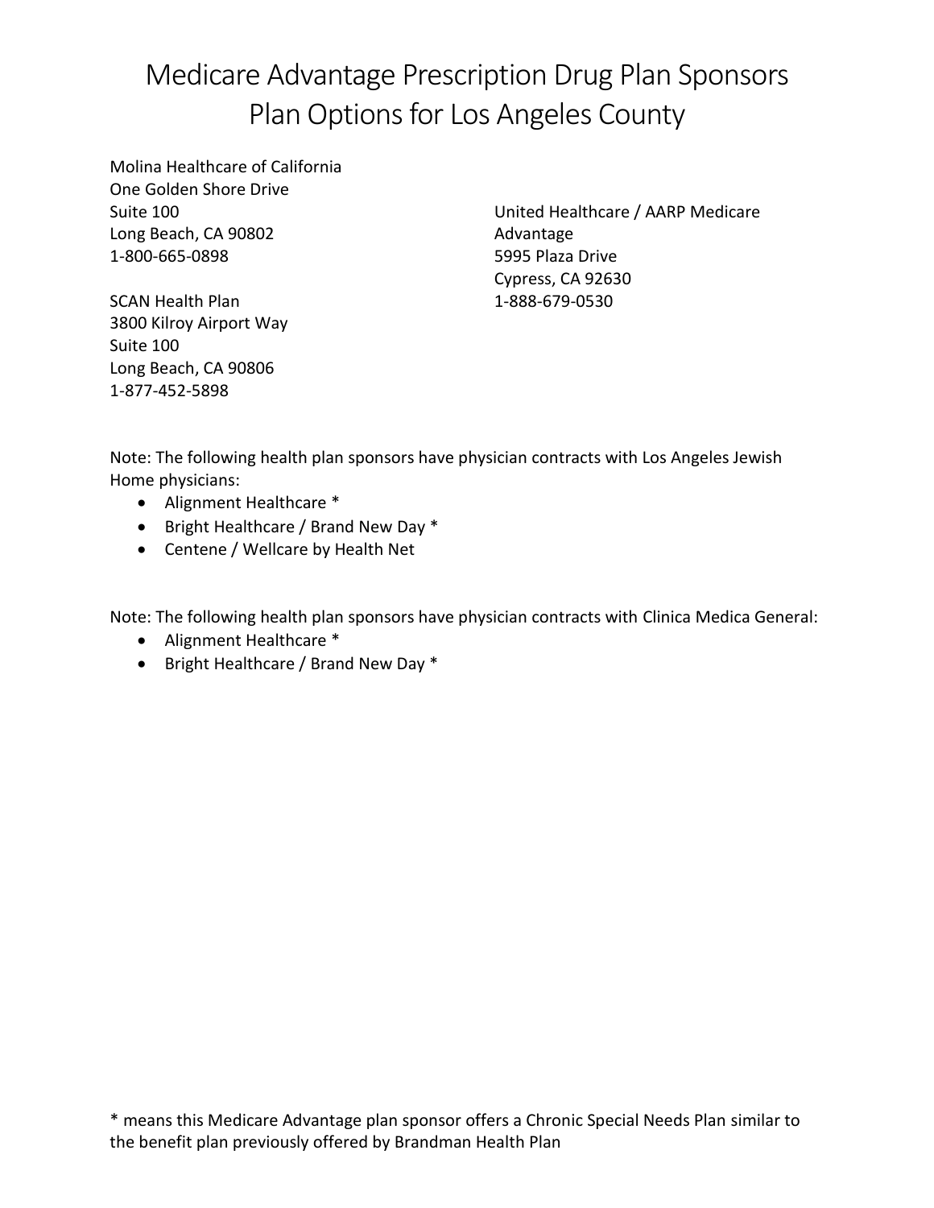# Medicare Advantage Prescription Drug Plan Sponsors Plan Options for Los Angeles County

Molina Healthcare of California
One Golden Shore Drive
Suite 100
Long Beach, CA 90802
1-800-665-0898

SCAN Health Plan
3800 Kilroy Airport Way
Suite 100
Long Beach, CA 90806
1-877-452-5898

United Healthcare / AARP Medicare Advantage
5995 Plaza Drive
Cypress, CA 92630
1-888-679-0530

Note: The following health plan sponsors have physician contracts with Los Angeles Jewish Home physicians:

- Alignment Healthcare *
- Bright Healthcare / Brand New Day *
- Centene / Wellcare by Health Net

Note: The following health plan sponsors have physician contracts with Clinica Medica General:

- Alignment Healthcare *
- Bright Healthcare / Brand New Day *

* means this Medicare Advantage plan sponsor offers a Chronic Special Needs Plan similar to the benefit plan previously offered by Brandman Health Plan